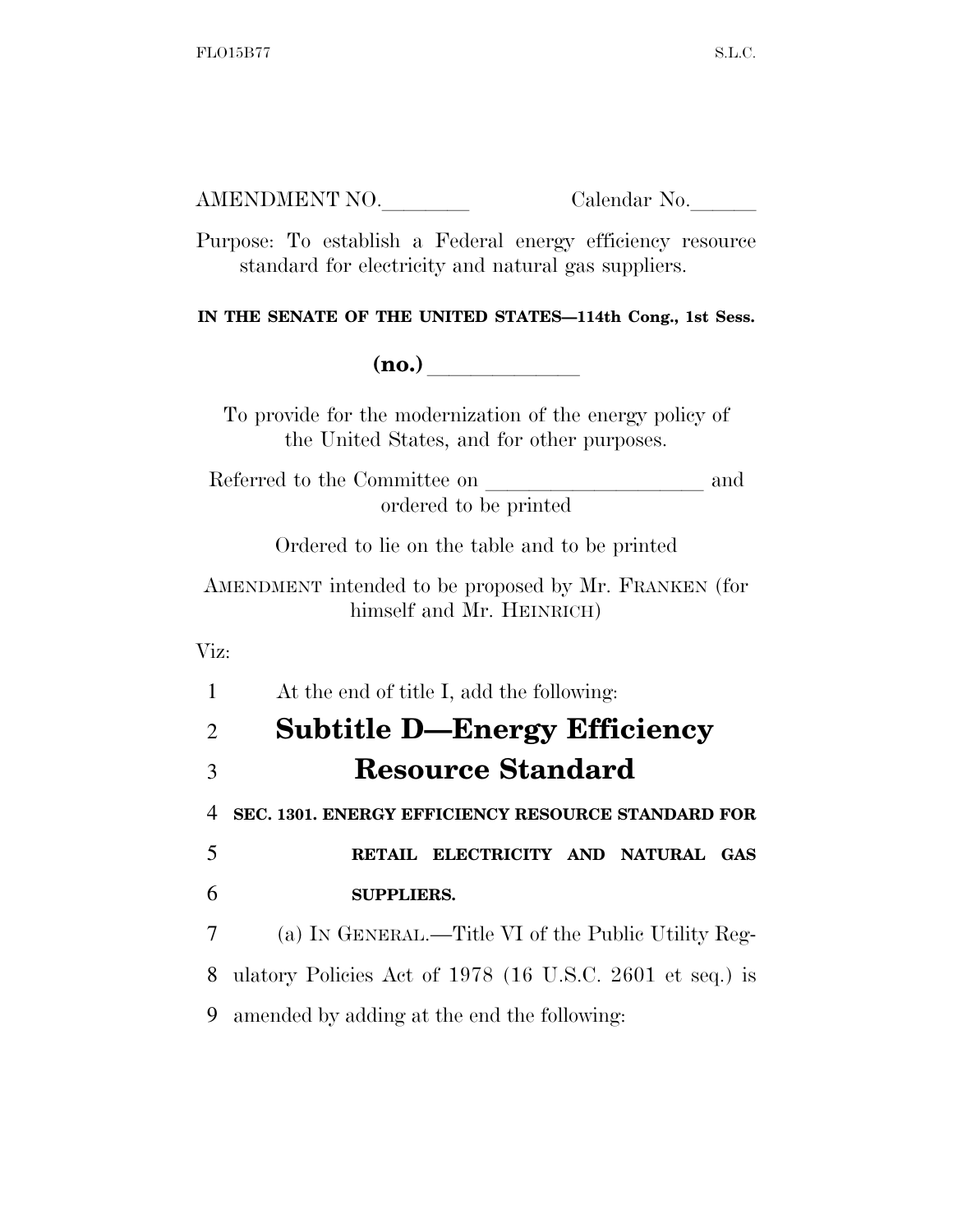AMENDMENT NO.________ Calendar No.______

Purpose: To establish a Federal energy efficiency resource standard for electricity and natural gas suppliers.

**IN THE SENATE OF THE UNITED STATES—114th Cong., 1st Sess.**

**(no.)** ____________

To provide for the modernization of the energy policy of the United States, and for other purposes.

Referred to the Committee on ____________________ and ordered to be printed

Ordered to lie on the table and to be printed

AMENDMENT intended to be proposed by Mr. FRANKEN (for himself and Mr. HEINRICH)

Viz:

1 At the end of title I, add the following:

## 2 Subtitle D—Energy Efficiency 3 Resource Standard

4 **SEC. 1301. ENERGY EFFICIENCY RESOURCE STANDARD FOR** 5 **RETAIL ELECTRICITY AND NATURAL GAS** 6 **SUPPLIERS.**

7 (a) IN GENERAL.—Title VI of the Public Utility Reg-8 ulatory Policies Act of 1978 (16 U.S.C. 2601 et seq.) is 9 amended by adding at the end the following: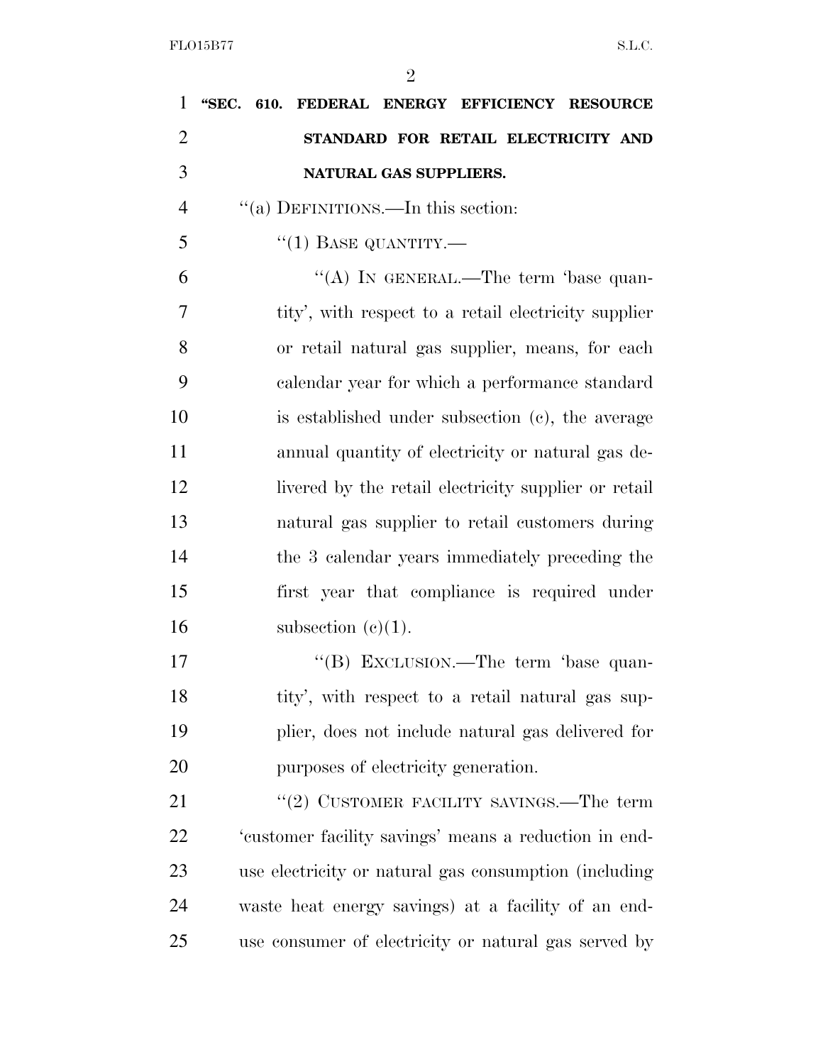**"SEC. 610. FEDERAL ENERGY EFFICIENCY RESOURCE STANDARD FOR RETAIL ELECTRICITY AND NATURAL GAS SUPPLIERS.**

"(a) DEFINITIONS.—In this section:

"(1) BASE QUANTITY.—

"(A) IN GENERAL.—The term 'base quantity', with respect to a retail electricity supplier or retail natural gas supplier, means, for each calendar year for which a performance standard is established under subsection (c), the average annual quantity of electricity or natural gas delivered by the retail electricity supplier or retail natural gas supplier to retail customers during the 3 calendar years immediately preceding the first year that compliance is required under subsection (c)(1).

"(B) EXCLUSION.—The term 'base quantity', with respect to a retail natural gas supplier, does not include natural gas delivered for purposes of electricity generation.

"(2) CUSTOMER FACILITY SAVINGS.—The term 'customer facility savings' means a reduction in end-use electricity or natural gas consumption (including waste heat energy savings) at a facility of an end-use consumer of electricity or natural gas served by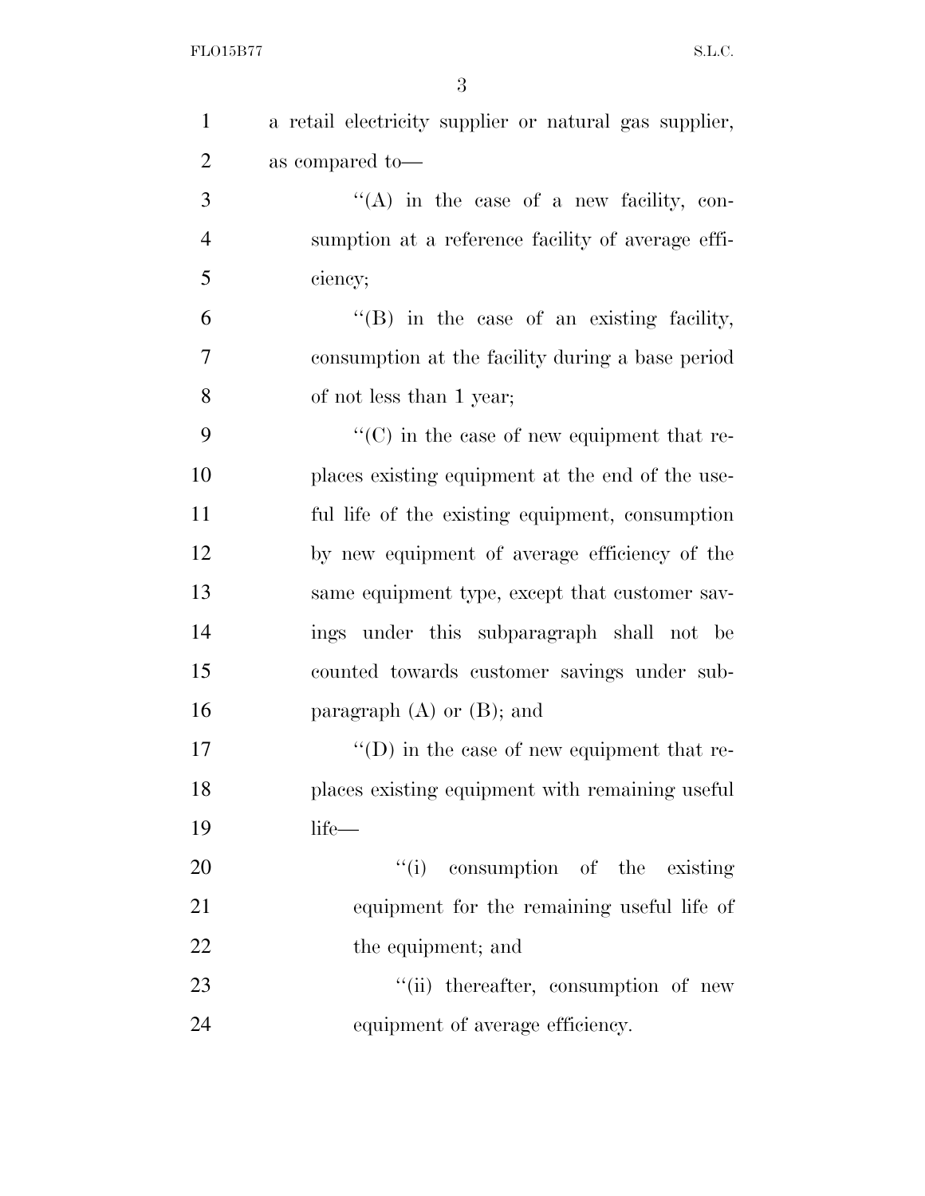a retail electricity supplier or natural gas supplier, as compared to—

"(A) in the case of a new facility, consumption at a reference facility of average efficiency;

"(B) in the case of an existing facility, consumption at the facility during a base period of not less than 1 year;

"(C) in the case of new equipment that replaces existing equipment at the end of the useful life of the existing equipment, consumption by new equipment of average efficiency of the same equipment type, except that customer savings under this subparagraph shall not be counted towards customer savings under subparagraph (A) or (B); and

"(D) in the case of new equipment that replaces existing equipment with remaining useful life—

"(i) consumption of the existing equipment for the remaining useful life of the equipment; and

"(ii) thereafter, consumption of new equipment of average efficiency.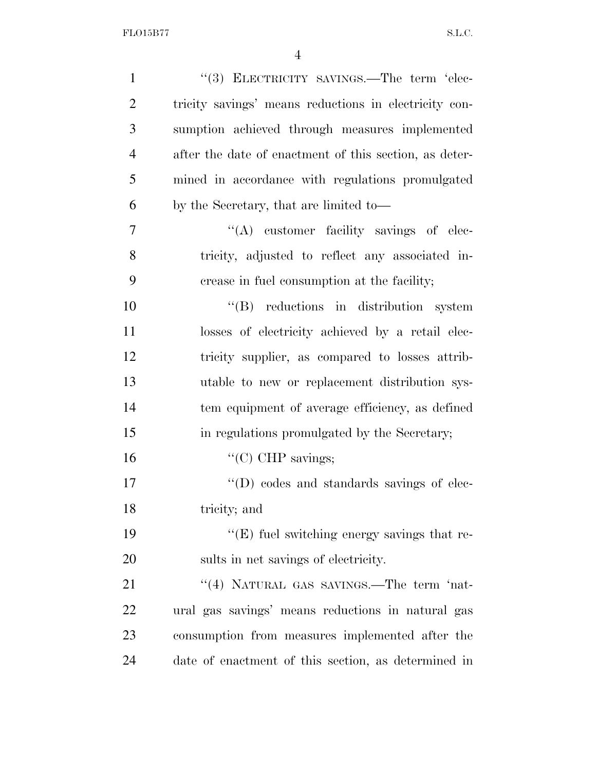''(3) ELECTRICITY SAVINGS.—The term 'electricity savings' means reductions in electricity consumption achieved through measures implemented after the date of enactment of this section, as determined in accordance with regulations promulgated by the Secretary, that are limited to—

''(A) customer facility savings of electricity, adjusted to reflect any associated increase in fuel consumption at the facility;

''(B) reductions in distribution system losses of electricity achieved by a retail electricity supplier, as compared to losses attributable to new or replacement distribution system equipment of average efficiency, as defined in regulations promulgated by the Secretary;

''(C) CHP savings;

''(D) codes and standards savings of electricity; and

''(E) fuel switching energy savings that results in net savings of electricity.

''(4) NATURAL GAS SAVINGS.—The term 'natural gas savings' means reductions in natural gas consumption from measures implemented after the date of enactment of this section, as determined in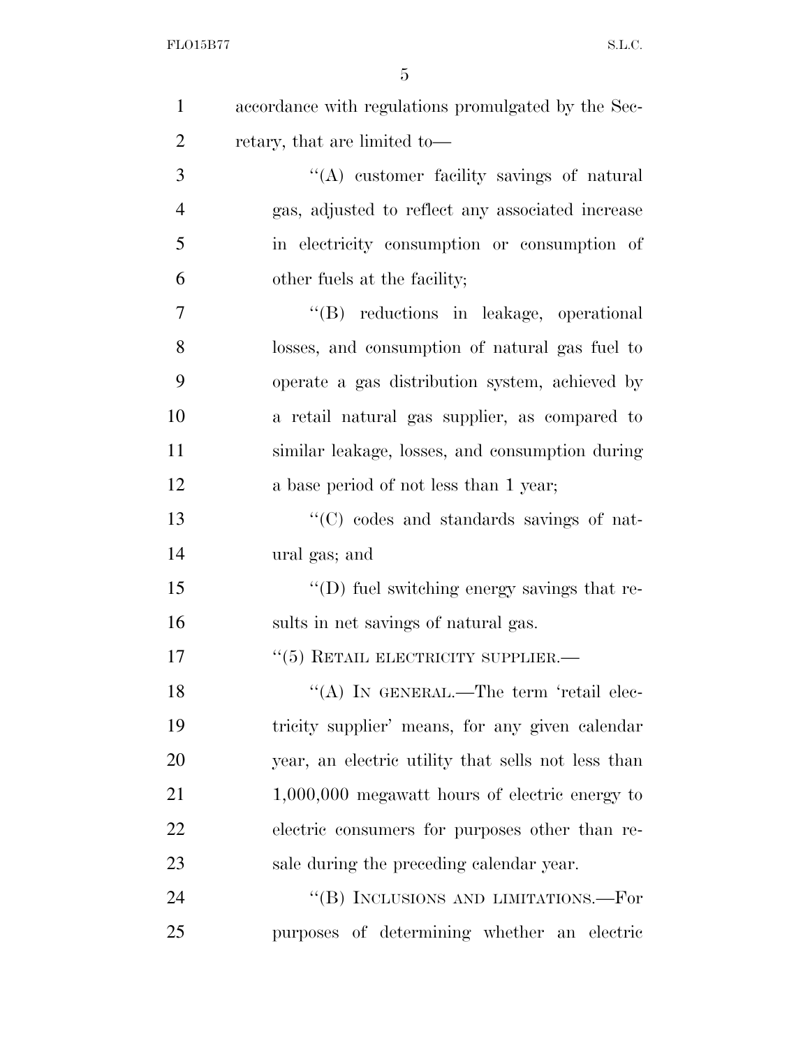accordance with regulations promulgated by the Secretary, that are limited to—

''(A) customer facility savings of natural gas, adjusted to reflect any associated increase in electricity consumption or consumption of other fuels at the facility;

''(B) reductions in leakage, operational losses, and consumption of natural gas fuel to operate a gas distribution system, achieved by a retail natural gas supplier, as compared to similar leakage, losses, and consumption during a base period of not less than 1 year;

''(C) codes and standards savings of natural gas; and

''(D) fuel switching energy savings that results in net savings of natural gas.

''(5) RETAIL ELECTRICITY SUPPLIER.—

''(A) IN GENERAL.—The term 'retail electricity supplier' means, for any given calendar year, an electric utility that sells not less than 1,000,000 megawatt hours of electric energy to electric consumers for purposes other than resale during the preceding calendar year.

''(B) INCLUSIONS AND LIMITATIONS.—For purposes of determining whether an electric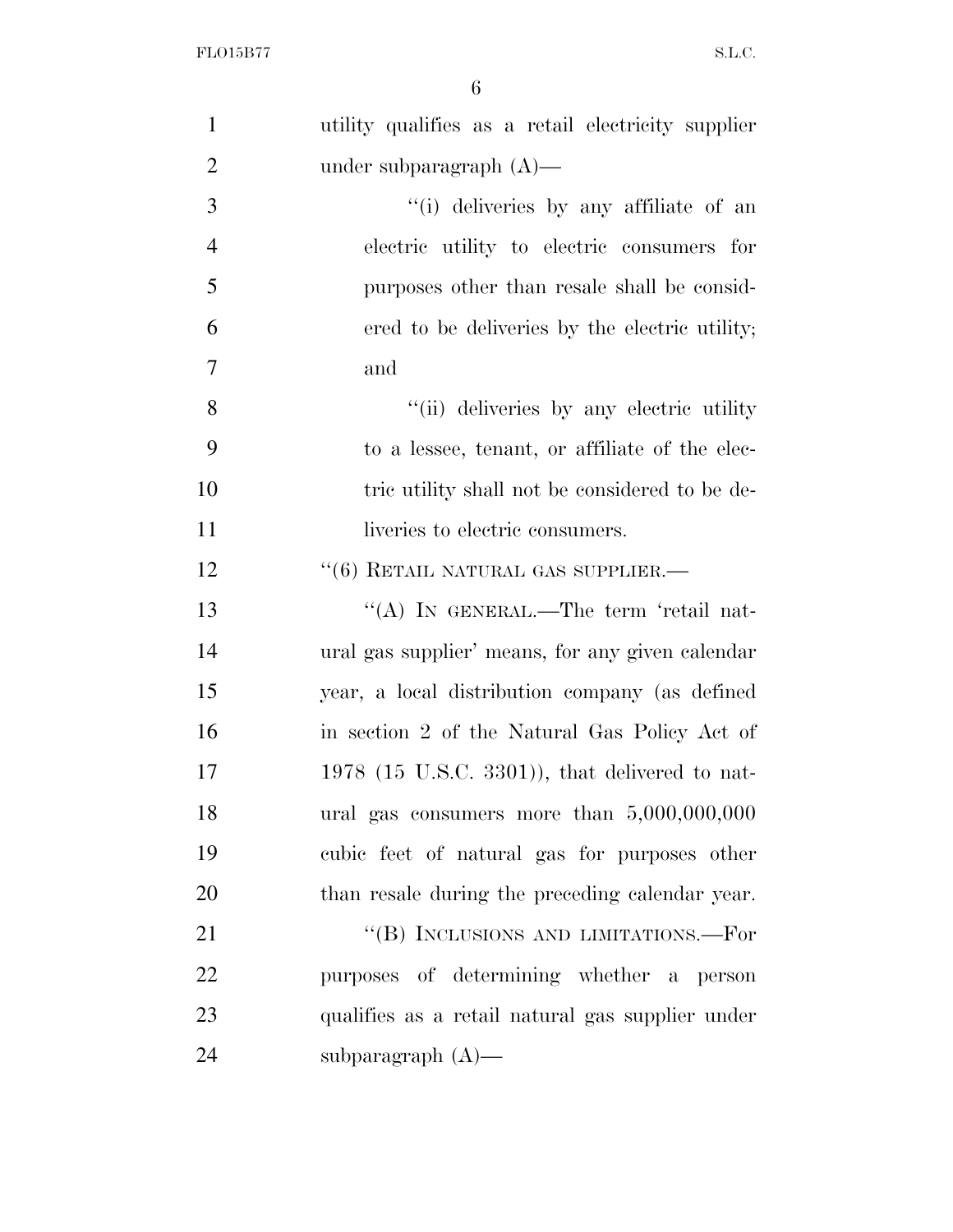utility qualifies as a retail electricity supplier under subparagraph (A)—

''(i) deliveries by any affiliate of an electric utility to electric consumers for purposes other than resale shall be considered to be deliveries by the electric utility; and

''(ii) deliveries by any electric utility to a lessee, tenant, or affiliate of the electric utility shall not be considered to be deliveries to electric consumers.

''(6) RETAIL NATURAL GAS SUPPLIER.—

''(A) IN GENERAL.—The term 'retail natural gas supplier' means, for any given calendar year, a local distribution company (as defined in section 2 of the Natural Gas Policy Act of 1978 (15 U.S.C. 3301)), that delivered to natural gas consumers more than 5,000,000,000 cubic feet of natural gas for purposes other than resale during the preceding calendar year.

''(B) INCLUSIONS AND LIMITATIONS.—For purposes of determining whether a person qualifies as a retail natural gas supplier under subparagraph (A)—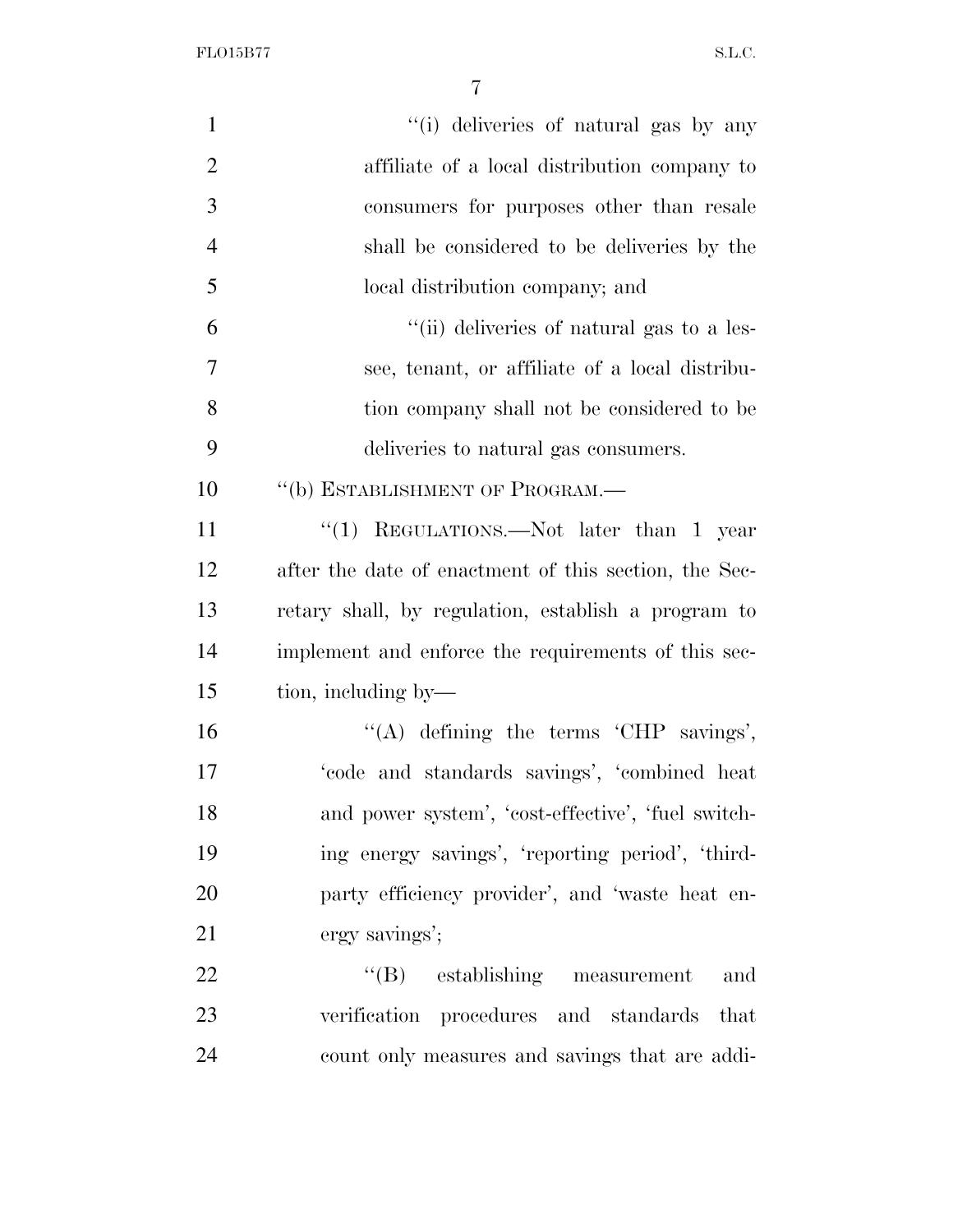"(i) deliveries of natural gas by any affiliate of a local distribution company to consumers for purposes other than resale shall be considered to be deliveries by the local distribution company; and

"(ii) deliveries of natural gas to a lessee, tenant, or affiliate of a local distribution company shall not be considered to be deliveries to natural gas consumers.

"(b) ESTABLISHMENT OF PROGRAM.—

"(1) REGULATIONS.—Not later than 1 year after the date of enactment of this section, the Secretary shall, by regulation, establish a program to implement and enforce the requirements of this section, including by—

"(A) defining the terms 'CHP savings', 'code and standards savings', 'combined heat and power system', 'cost-effective', 'fuel switching energy savings', 'reporting period', 'third-party efficiency provider', and 'waste heat energy savings';

"(B) establishing measurement and verification procedures and standards that count only measures and savings that are addi-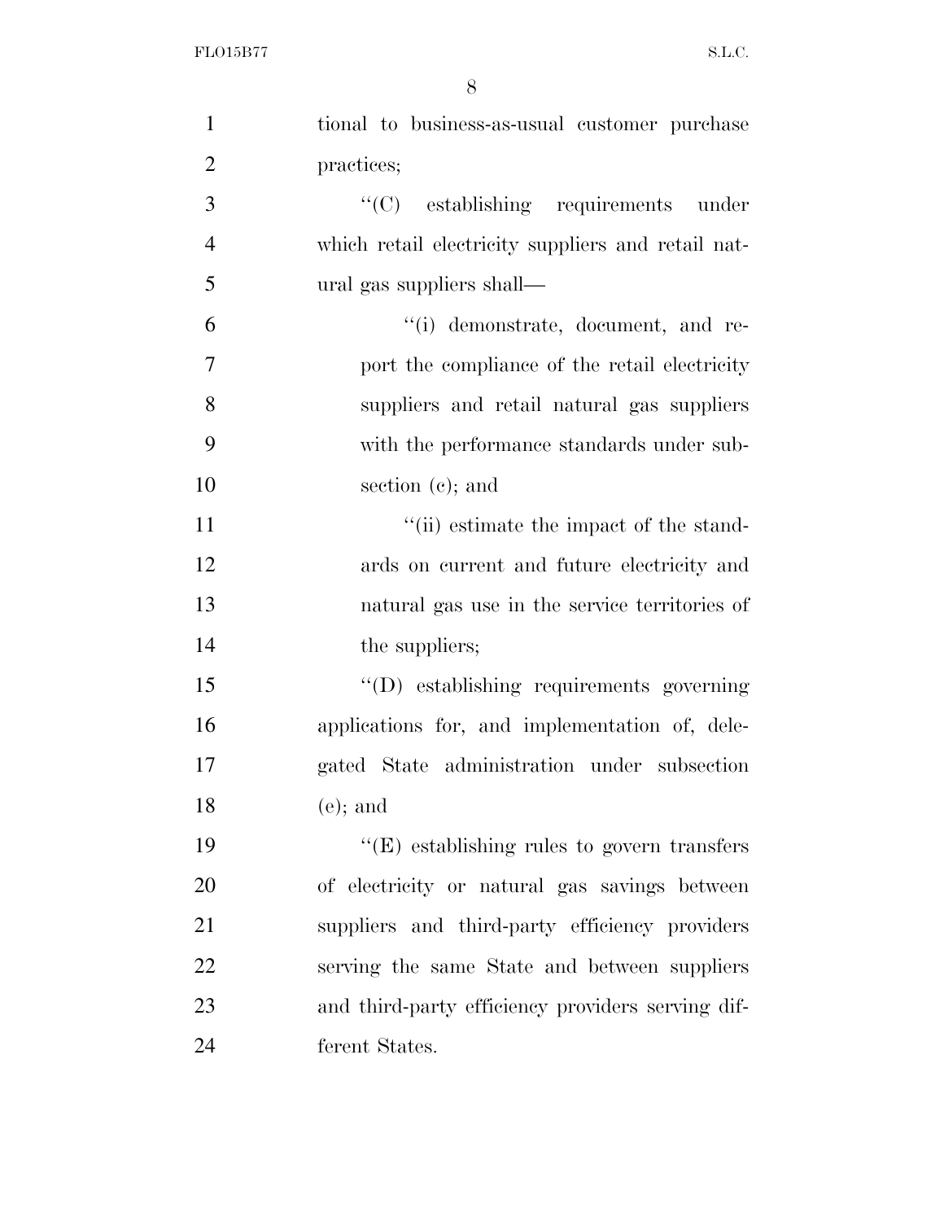tional to business-as-usual customer purchase practices;

''(C) establishing requirements under which retail electricity suppliers and retail natural gas suppliers shall—

''(i) demonstrate, document, and report the compliance of the retail electricity suppliers and retail natural gas suppliers with the performance standards under subsection (c); and

''(ii) estimate the impact of the standards on current and future electricity and natural gas use in the service territories of the suppliers;

''(D) establishing requirements governing applications for, and implementation of, delegated State administration under subsection (e); and

''(E) establishing rules to govern transfers of electricity or natural gas savings between suppliers and third-party efficiency providers serving the same State and between suppliers and third-party efficiency providers serving different States.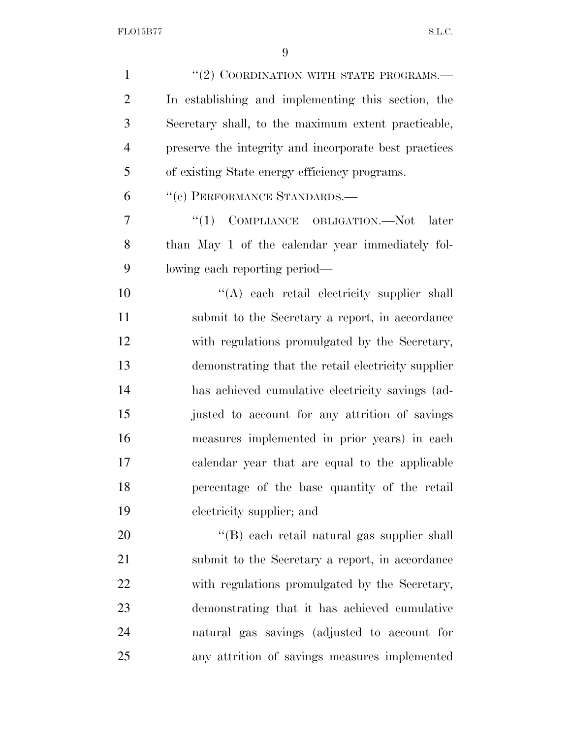"(2) COORDINATION WITH STATE PROGRAMS.— In establishing and implementing this section, the Secretary shall, to the maximum extent practicable, preserve the integrity and incorporate best practices of existing State energy efficiency programs.

"(c) PERFORMANCE STANDARDS.—

"(1) COMPLIANCE OBLIGATION.—Not later than May 1 of the calendar year immediately following each reporting period—

"(A) each retail electricity supplier shall submit to the Secretary a report, in accordance with regulations promulgated by the Secretary, demonstrating that the retail electricity supplier has achieved cumulative electricity savings (adjusted to account for any attrition of savings measures implemented in prior years) in each calendar year that are equal to the applicable percentage of the base quantity of the retail electricity supplier; and

"(B) each retail natural gas supplier shall submit to the Secretary a report, in accordance with regulations promulgated by the Secretary, demonstrating that it has achieved cumulative natural gas savings (adjusted to account for any attrition of savings measures implemented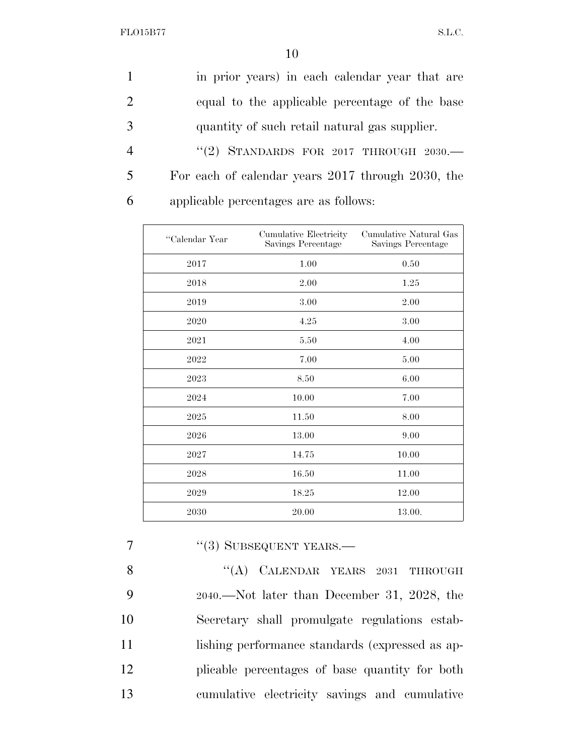in prior years) in each calendar year that are equal to the applicable percentage of the base quantity of such retail natural gas supplier.

''(2) STANDARDS FOR 2017 THROUGH 2030.— For each of calendar years 2017 through 2030, the applicable percentages are as follows:

| ''Calendar Year | Cumulative Electricity Savings Percentage | Cumulative Natural Gas Savings Percentage |
|---|---|---|
| 2017 | 1.00 | 0.50 |
| 2018 | 2.00 | 1.25 |
| 2019 | 3.00 | 2.00 |
| 2020 | 4.25 | 3.00 |
| 2021 | 5.50 | 4.00 |
| 2022 | 7.00 | 5.00 |
| 2023 | 8.50 | 6.00 |
| 2024 | 10.00 | 7.00 |
| 2025 | 11.50 | 8.00 |
| 2026 | 13.00 | 9.00 |
| 2027 | 14.75 | 10.00 |
| 2028 | 16.50 | 11.00 |
| 2029 | 18.25 | 12.00 |
| 2030 | 20.00 | 13.00. |

''(3) SUBSEQUENT YEARS.—

''(A) CALENDAR YEARS 2031 THROUGH 2040.—Not later than December 31, 2028, the Secretary shall promulgate regulations establishing performance standards (expressed as applicable percentages of base quantity for both cumulative electricity savings and cumulative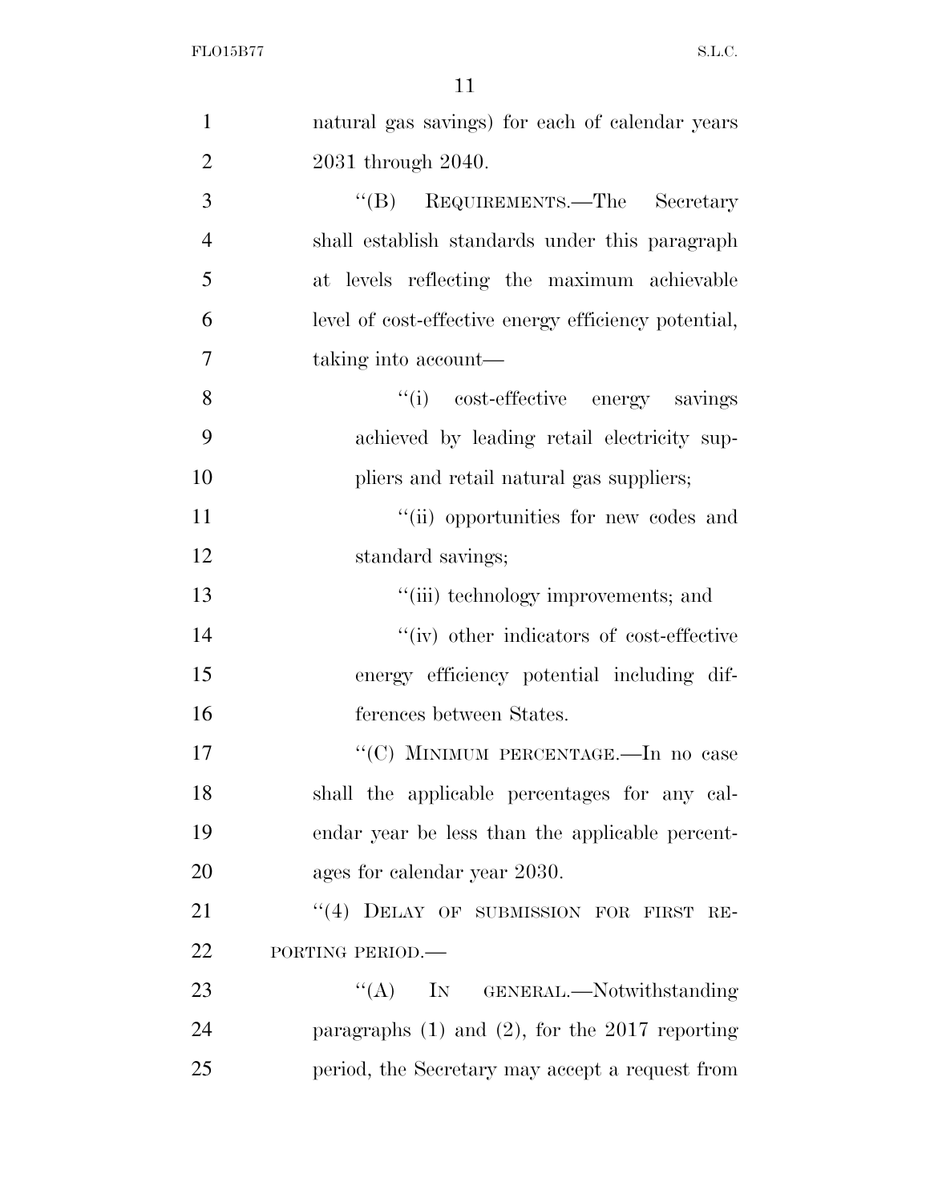natural gas savings) for each of calendar years 2031 through 2040.

"(B) REQUIREMENTS.—The Secretary shall establish standards under this paragraph at levels reflecting the maximum achievable level of cost-effective energy efficiency potential, taking into account—

"(i) cost-effective energy savings achieved by leading retail electricity suppliers and retail natural gas suppliers;

"(ii) opportunities for new codes and standard savings;

"(iii) technology improvements; and

"(iv) other indicators of cost-effective energy efficiency potential including differences between States.

"(C) MINIMUM PERCENTAGE.—In no case shall the applicable percentages for any calendar year be less than the applicable percentages for calendar year 2030.

"(4) DELAY OF SUBMISSION FOR FIRST REPORTING PERIOD.—

"(A) IN GENERAL.—Notwithstanding paragraphs (1) and (2), for the 2017 reporting period, the Secretary may accept a request from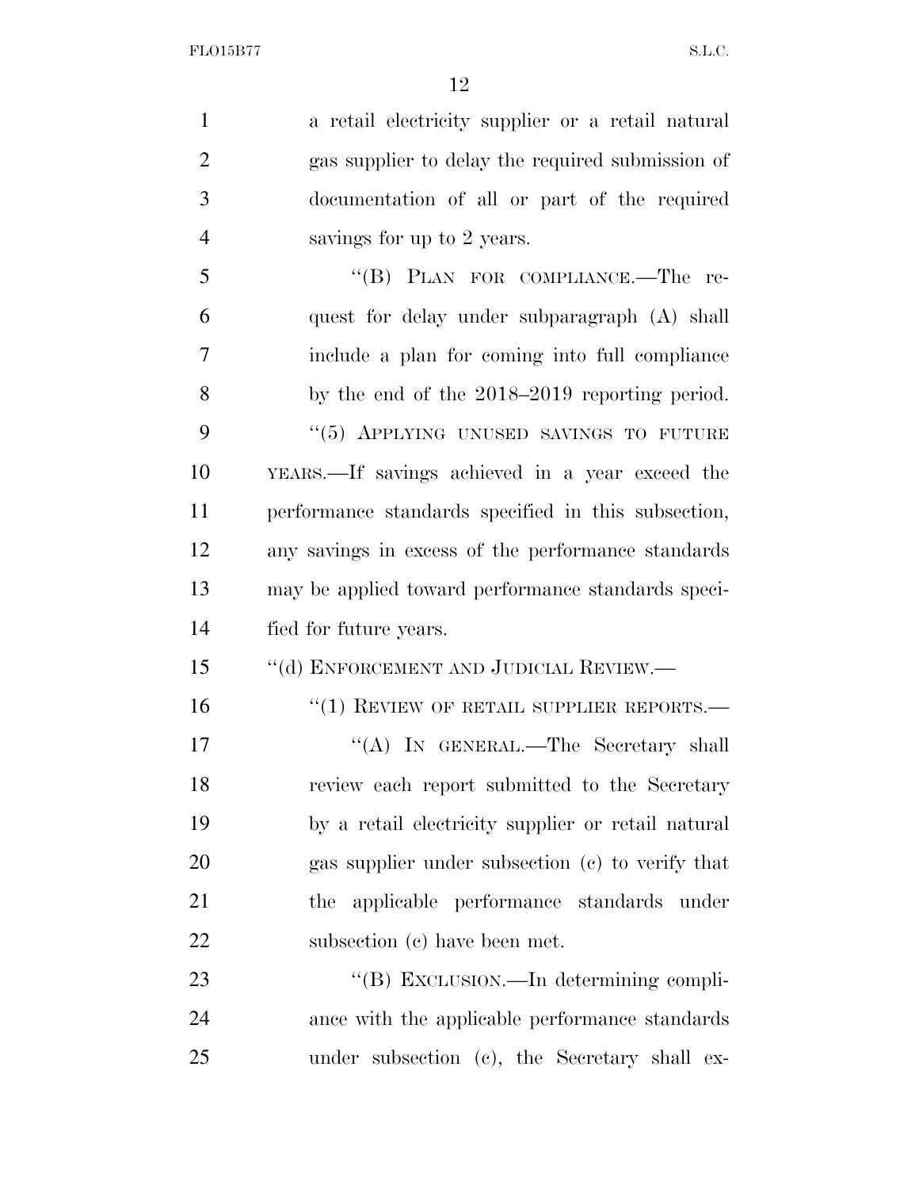a retail electricity supplier or a retail natural gas supplier to delay the required submission of documentation of all or part of the required savings for up to 2 years.

''(B) PLAN FOR COMPLIANCE.—The request for delay under subparagraph (A) shall include a plan for coming into full compliance by the end of the 2018–2019 reporting period.

''(5) APPLYING UNUSED SAVINGS TO FUTURE YEARS.—If savings achieved in a year exceed the performance standards specified in this subsection, any savings in excess of the performance standards may be applied toward performance standards specified for future years.

''(d) ENFORCEMENT AND JUDICIAL REVIEW.—

''(1) REVIEW OF RETAIL SUPPLIER REPORTS.—

''(A) IN GENERAL.—The Secretary shall review each report submitted to the Secretary by a retail electricity supplier or retail natural gas supplier under subsection (c) to verify that the applicable performance standards under subsection (c) have been met.

''(B) EXCLUSION.—In determining compliance with the applicable performance standards under subsection (c), the Secretary shall ex-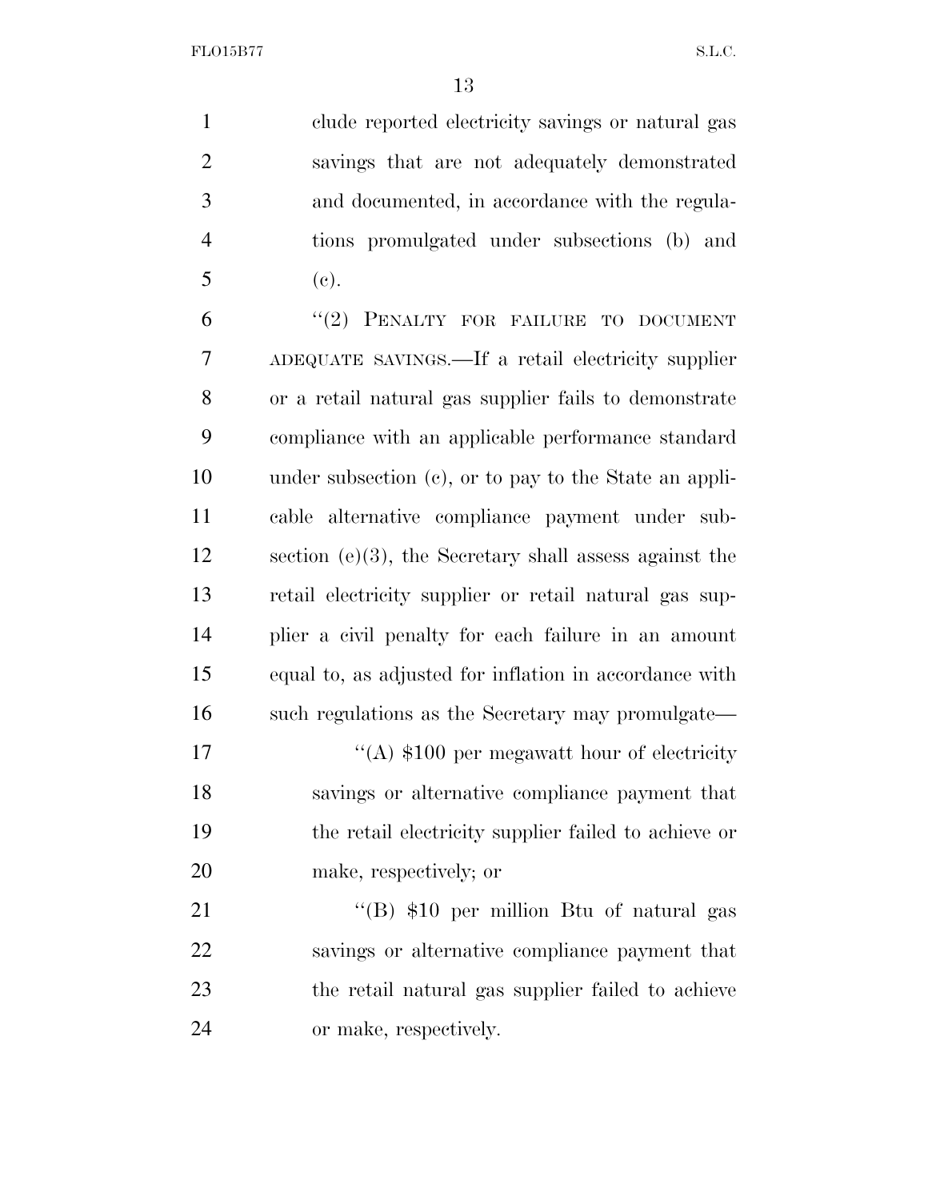clude reported electricity savings or natural gas savings that are not adequately demonstrated and documented, in accordance with the regulations promulgated under subsections (b) and (c).

"(2) PENALTY FOR FAILURE TO DOCUMENT ADEQUATE SAVINGS.—If a retail electricity supplier or a retail natural gas supplier fails to demonstrate compliance with an applicable performance standard under subsection (c), or to pay to the State an applicable alternative compliance payment under subsection (e)(3), the Secretary shall assess against the retail electricity supplier or retail natural gas supplier a civil penalty for each failure in an amount equal to, as adjusted for inflation in accordance with such regulations as the Secretary may promulgate—

"(A) $100 per megawatt hour of electricity savings or alternative compliance payment that the retail electricity supplier failed to achieve or make, respectively; or

"(B) $10 per million Btu of natural gas savings or alternative compliance payment that the retail natural gas supplier failed to achieve or make, respectively.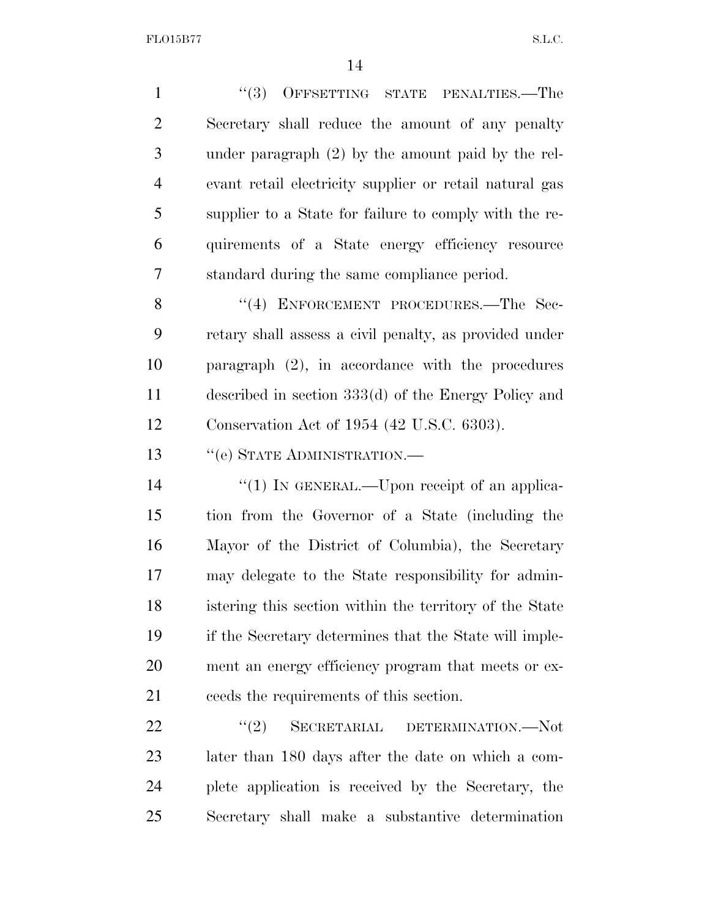"(3) OFFSETTING STATE PENALTIES.—The Secretary shall reduce the amount of any penalty under paragraph (2) by the amount paid by the relevant retail electricity supplier or retail natural gas supplier to a State for failure to comply with the requirements of a State energy efficiency resource standard during the same compliance period.

"(4) ENFORCEMENT PROCEDURES.—The Secretary shall assess a civil penalty, as provided under paragraph (2), in accordance with the procedures described in section 333(d) of the Energy Policy and Conservation Act of 1954 (42 U.S.C. 6303).

"(e) STATE ADMINISTRATION.—

"(1) IN GENERAL.—Upon receipt of an application from the Governor of a State (including the Mayor of the District of Columbia), the Secretary may delegate to the State responsibility for administering this section within the territory of the State if the Secretary determines that the State will implement an energy efficiency program that meets or exceeds the requirements of this section.

"(2) SECRETARIAL DETERMINATION.—Not later than 180 days after the date on which a complete application is received by the Secretary, the Secretary shall make a substantive determination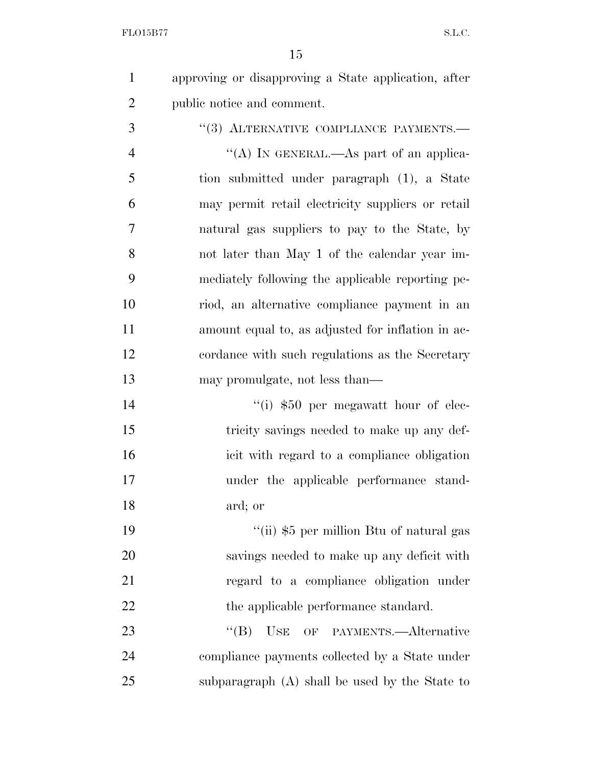approving or disapproving a State application, after public notice and comment.

"(3) ALTERNATIVE COMPLIANCE PAYMENTS.—

"(A) IN GENERAL.—As part of an application submitted under paragraph (1), a State may permit retail electricity suppliers or retail natural gas suppliers to pay to the State, by not later than May 1 of the calendar year immediately following the applicable reporting period, an alternative compliance payment in an amount equal to, as adjusted for inflation in accordance with such regulations as the Secretary may promulgate, not less than—

"(i) $50 per megawatt hour of electricity savings needed to make up any deficit with regard to a compliance obligation under the applicable performance standard; or

"(ii) $5 per million Btu of natural gas savings needed to make up any deficit with regard to a compliance obligation under the applicable performance standard.

"(B) USE OF PAYMENTS.—Alternative compliance payments collected by a State under subparagraph (A) shall be used by the State to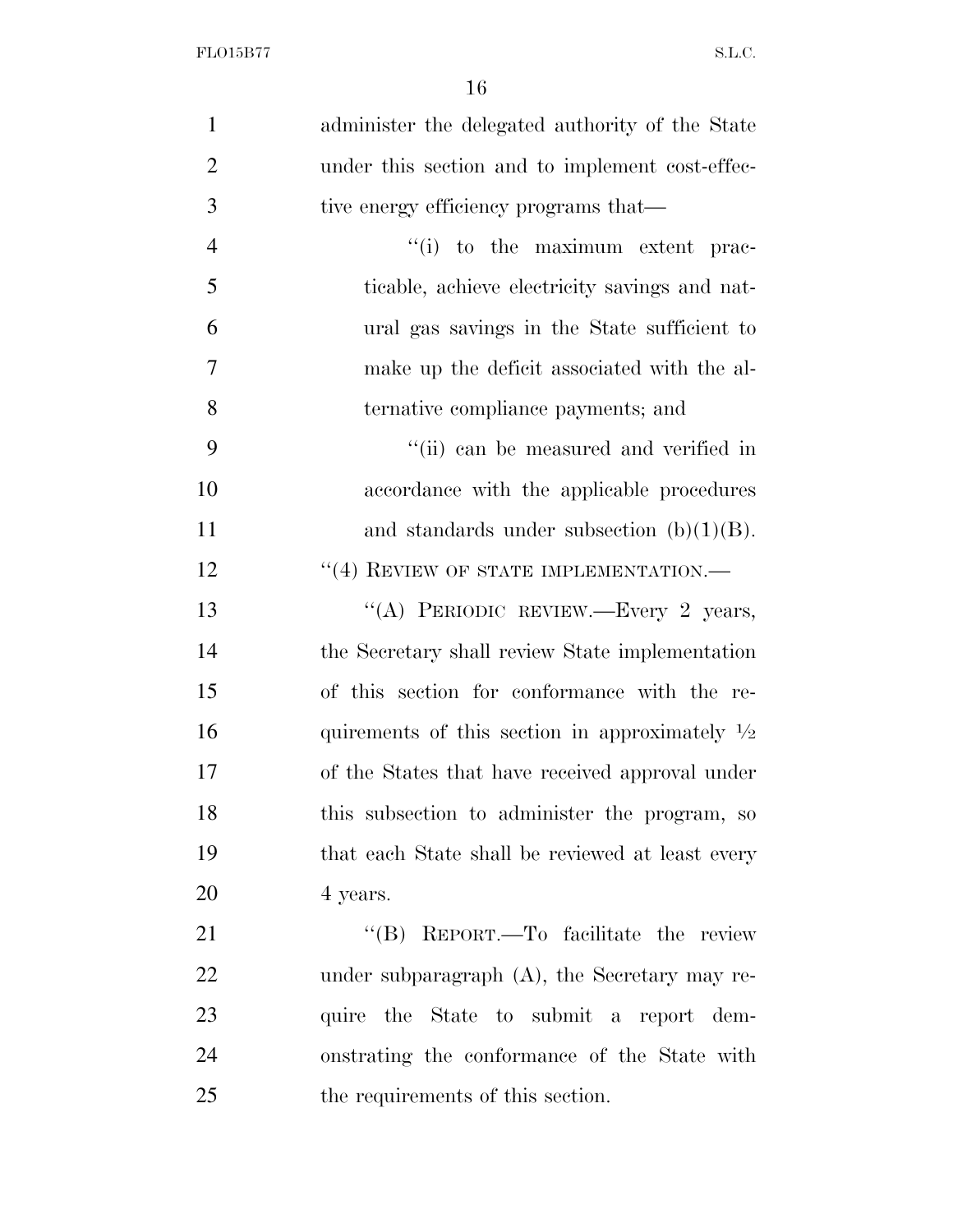administer the delegated authority of the State under this section and to implement cost-effective energy efficiency programs that—

"(i) to the maximum extent practicable, achieve electricity savings and natural gas savings in the State sufficient to make up the deficit associated with the alternative compliance payments; and

"(ii) can be measured and verified in accordance with the applicable procedures and standards under subsection (b)(1)(B).

"(4) REVIEW OF STATE IMPLEMENTATION.—

"(A) PERIODIC REVIEW.—Every 2 years, the Secretary shall review State implementation of this section for conformance with the requirements of this section in approximately ½ of the States that have received approval under this subsection to administer the program, so that each State shall be reviewed at least every 4 years.

"(B) REPORT.—To facilitate the review under subparagraph (A), the Secretary may require the State to submit a report demonstrating the conformance of the State with the requirements of this section.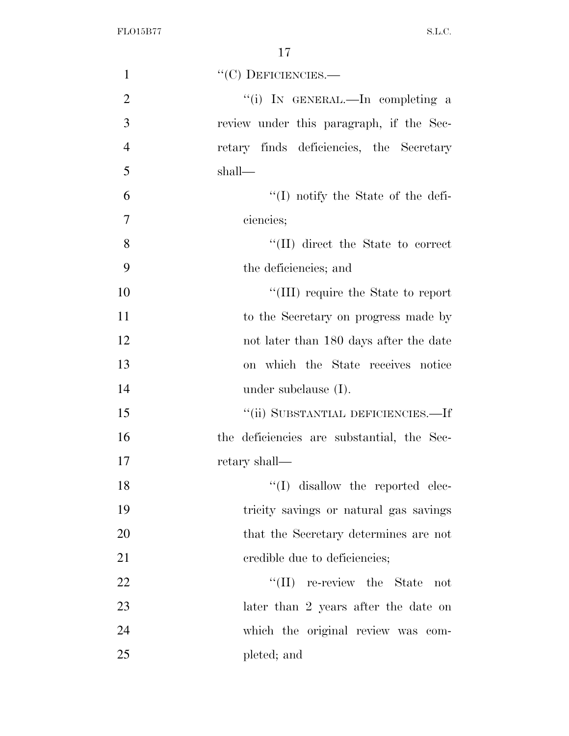"(C) DEFICIENCIES.—

"(i) IN GENERAL.—In completing a review under this paragraph, if the Secretary finds deficiencies, the Secretary shall—

"(I) notify the State of the deficiencies;

"(II) direct the State to correct the deficiencies; and

"(III) require the State to report to the Secretary on progress made by not later than 180 days after the date on which the State receives notice under subclause (I).

"(ii) SUBSTANTIAL DEFICIENCIES.—If the deficiencies are substantial, the Secretary shall—

"(I) disallow the reported electricity savings or natural gas savings that the Secretary determines are not credible due to deficiencies;

"(II) re-review the State not later than 2 years after the date on which the original review was completed; and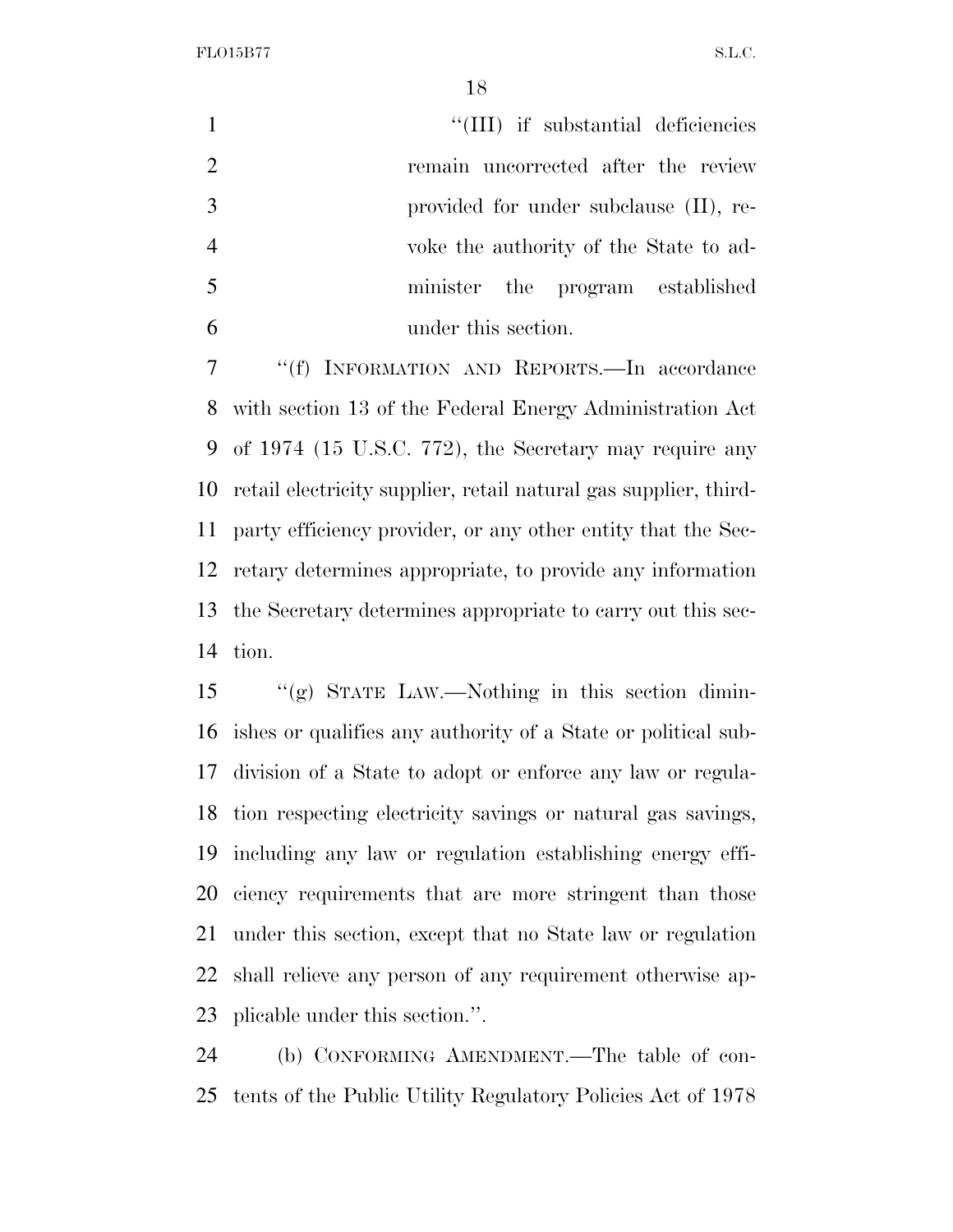"(III) if substantial deficiencies remain uncorrected after the review provided for under subclause (II), revoke the authority of the State to administer the program established under this section.

"(f) INFORMATION AND REPORTS.—In accordance with section 13 of the Federal Energy Administration Act of 1974 (15 U.S.C. 772), the Secretary may require any retail electricity supplier, retail natural gas supplier, third-party efficiency provider, or any other entity that the Secretary determines appropriate, to provide any information the Secretary determines appropriate to carry out this section.

"(g) STATE LAW.—Nothing in this section diminishes or qualifies any authority of a State or political subdivision of a State to adopt or enforce any law or regulation respecting electricity savings or natural gas savings, including any law or regulation establishing energy efficiency requirements that are more stringent than those under this section, except that no State law or regulation shall relieve any person of any requirement otherwise applicable under this section.".

(b) CONFORMING AMENDMENT.—The table of contents of the Public Utility Regulatory Policies Act of 1978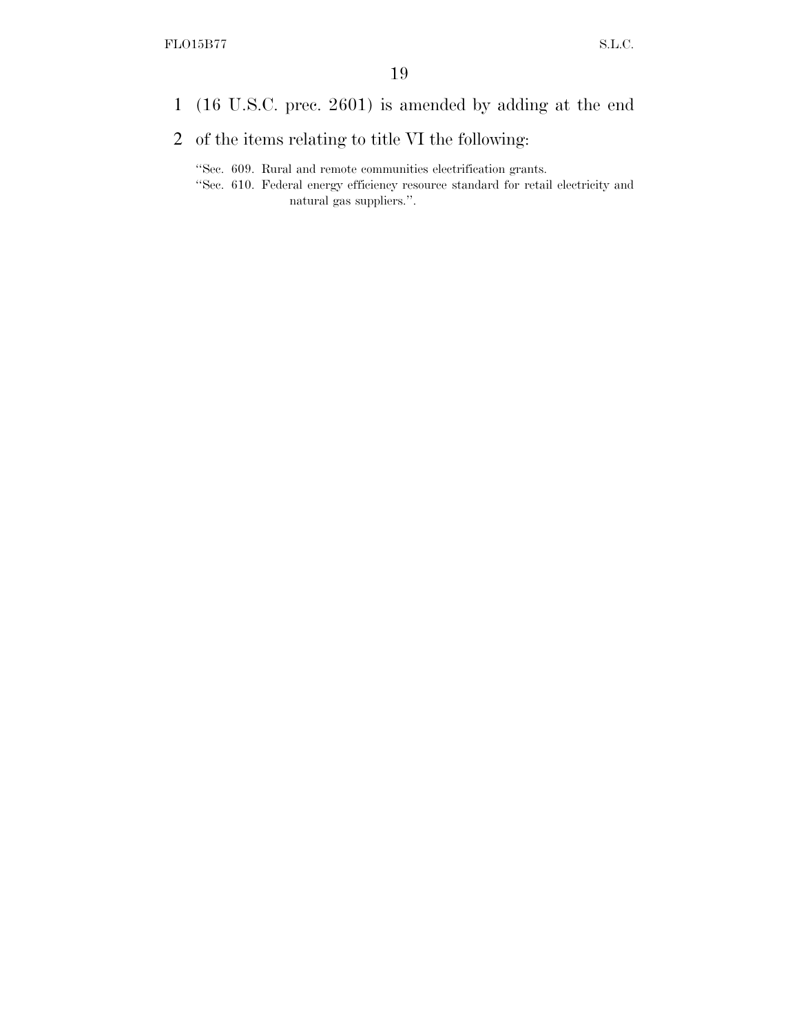(16 U.S.C. prec. 2601) is amended by adding at the end of the items relating to title VI the following:

"Sec. 609. Rural and remote communities electrification grants.

"Sec. 610. Federal energy efficiency resource standard for retail electricity and natural gas suppliers.".